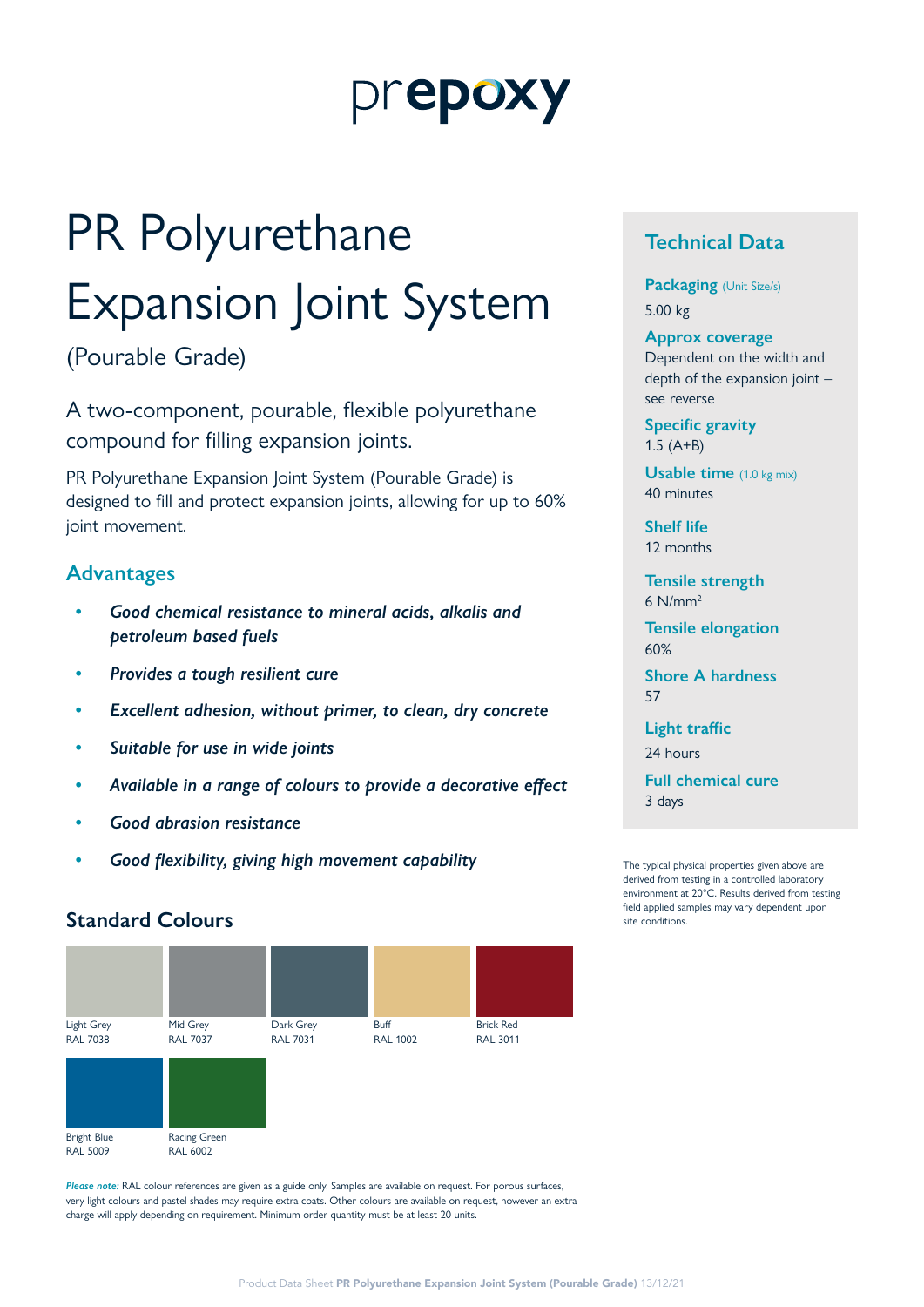prepoxy

# PR Polyurethane Expansion Joint System

(Pourable Grade)

A two-component, pourable, flexible polyurethane compound for filling expansion joints.

PR Polyurethane Expansion Joint System (Pourable Grade) is designed to fill and protect expansion joints, allowing for up to 60% joint movement.

## Advantages

- *Good chemical resistance to mineral acids, alkalis and petroleum based fuels*
- *Provides a tough resilient cure*
- *Excellent adhesion, without primer, to clean, dry concrete*
- *Suitable for use in wide joints*
- *Available in a range of colours to provide a decorative effect*
- *Good abrasion resistance*
- *Good flexibility, giving high movement capability*

## Standard Colours

| Colour | RAL |
|---|---|
| Light Grey | RAL 7038 |
| Mid Grey | RAL 7037 |
| Dark Grey | RAL 7031 |
| Buff | RAL 1002 |
| Brick Red | RAL 3011 |
| Bright Blue | RAL 5009 |
| Racing Green | RAL 6002 |

*Please note:* RAL colour references are given as a guide only. Samples are available on request. For porous surfaces, very light colours and pastel shades may require extra coats. Other colours are available on request, however an extra charge will apply depending on requirement. Minimum order quantity must be at least 20 units.

## Technical Data

**Packaging** (Unit Size/s)
5.00 kg

**Approx coverage**
Dependent on the width and depth of the expansion joint – see reverse

**Specific gravity**
1.5 (A+B)

**Usable time** (1.0 kg mix)
40 minutes

**Shelf life**
12 months

**Tensile strength**
6 N/mm$^2$

**Tensile elongation**
60%

**Shore A hardness**
57

**Light traffic**
24 hours

**Full chemical cure**
3 days

The typical physical properties given above are derived from testing in a controlled laboratory environment at 20°C. Results derived from testing field applied samples may vary dependent upon site conditions.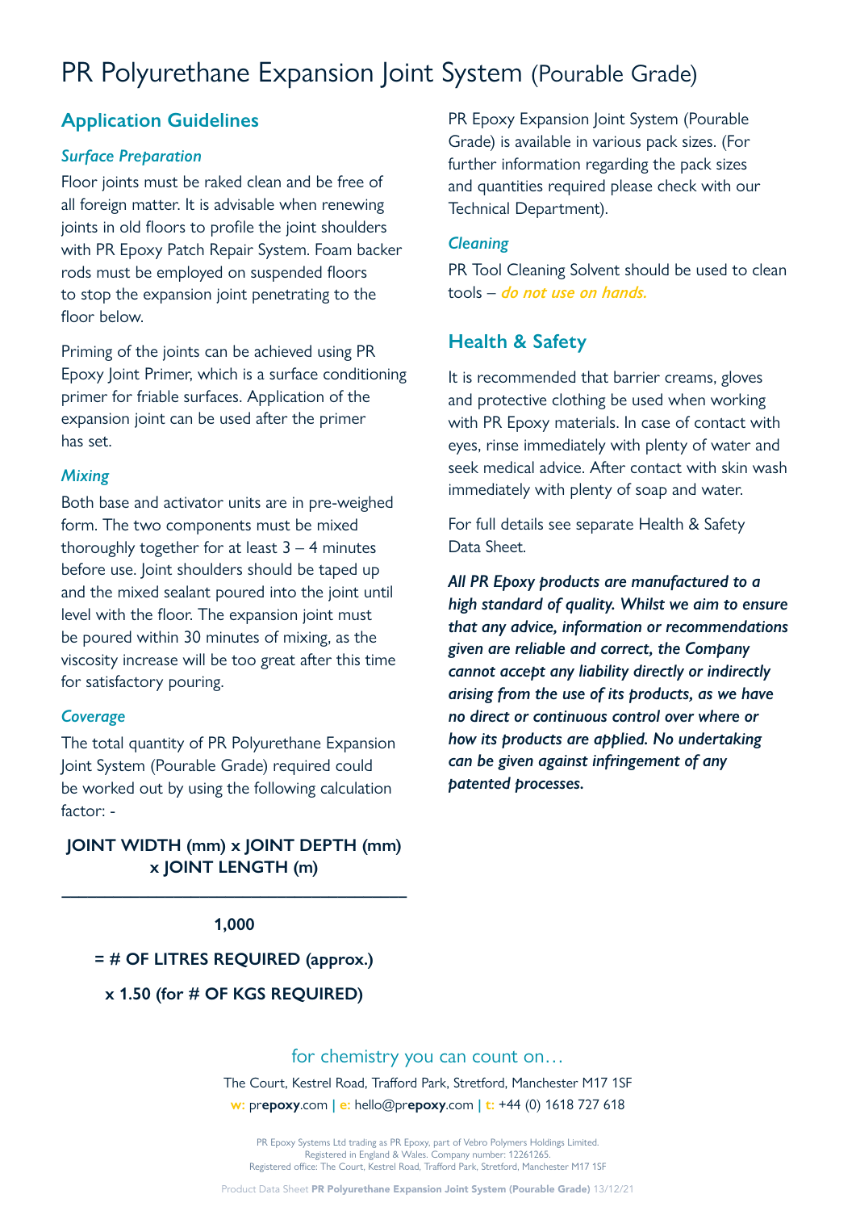# PR Polyurethane Expansion Joint System (Pourable Grade)

## Application Guidelines

### *Surface Preparation*

Floor joints must be raked clean and be free of all foreign matter. It is advisable when renewing joints in old floors to profile the joint shoulders with PR Epoxy Patch Repair System. Foam backer rods must be employed on suspended floors to stop the expansion joint penetrating to the floor below.

Priming of the joints can be achieved using PR Epoxy Joint Primer, which is a surface conditioning primer for friable surfaces. Application of the expansion joint can be used after the primer has set.

### *Mixing*

Both base and activator units are in pre-weighed form. The two components must be mixed thoroughly together for at least 3 – 4 minutes before use. Joint shoulders should be taped up and the mixed sealant poured into the joint until level with the floor. The expansion joint must be poured within 30 minutes of mixing, as the viscosity increase will be too great after this time for satisfactory pouring.

### *Coverage*

The total quantity of PR Polyurethane Expansion Joint System (Pourable Grade) required could be worked out by using the following calculation factor: -

$$\frac{\text{JOINT WIDTH (mm)} \times \text{JOINT DEPTH (mm)} \times \text{JOINT LENGTH (m)}}{1{,}000}$$

**= # OF LITRES REQUIRED (approx.)**

**x 1.50 (for # OF KGS REQUIRED)**

PR Epoxy Expansion Joint System (Pourable Grade) is available in various pack sizes. (For further information regarding the pack sizes and quantities required please check with our Technical Department).

### *Cleaning*

PR Tool Cleaning Solvent should be used to clean tools – *do not use on hands.*

## Health & Safety

It is recommended that barrier creams, gloves and protective clothing be used when working with PR Epoxy materials. In case of contact with eyes, rinse immediately with plenty of water and seek medical advice. After contact with skin wash immediately with plenty of soap and water.

For full details see separate Health & Safety Data Sheet.

***All PR Epoxy products are manufactured to a high standard of quality. Whilst we aim to ensure that any advice, information or recommendations given are reliable and correct, the Company cannot accept any liability directly or indirectly arising from the use of its products, as we have no direct or continuous control over where or how its products are applied. No undertaking can be given against infringement of any patented processes.***

for chemistry you can count on…

The Court, Kestrel Road, Trafford Park, Stretford, Manchester M17 1SF

w: prepoxy.com | e: hello@prepoxy.com | t: +44 (0) 1618 727 618

PR Epoxy Systems Ltd trading as PR Epoxy, part of Vebro Polymers Holdings Limited.
Registered in England & Wales. Company number: 12261265.
Registered office: The Court, Kestrel Road, Trafford Park, Stretford, Manchester M17 1SF

Product Data Sheet **PR Polyurethane Expansion Joint System (Pourable Grade)** 13/12/21